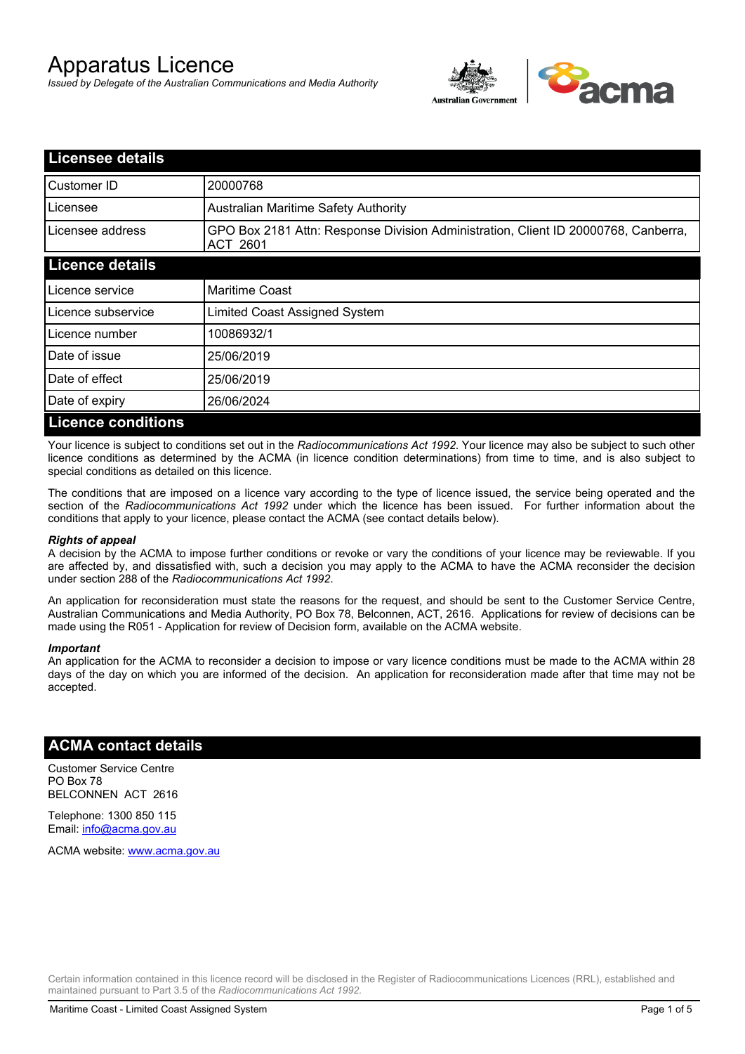# Apparatus Licence

*Issued by Delegate of the Australian Communications and Media Authority*

## Licensee details

| | |
|---|---|
| Customer ID | 20000768 |
| Licensee | Australian Maritime Safety Authority |
| Licensee address | GPO Box 2181 Attn: Response Division Administration, Client ID 20000768, Canberra, ACT 2601 |

## Licence details

| | |
|---|---|
| Licence service | Maritime Coast |
| Licence subservice | Limited Coast Assigned System |
| Licence number | 10086932/1 |
| Date of issue | 25/06/2019 |
| Date of effect | 25/06/2019 |
| Date of expiry | 26/06/2024 |

## Licence conditions

Your licence is subject to conditions set out in the *Radiocommunications Act 1992*. Your licence may also be subject to such other licence conditions as determined by the ACMA (in licence condition determinations) from time to time, and is also subject to special conditions as detailed on this licence.

The conditions that are imposed on a licence vary according to the type of licence issued, the service being operated and the section of the *Radiocommunications Act 1992* under which the licence has been issued. For further information about the conditions that apply to your licence, please contact the ACMA (see contact details below).

***Rights of appeal***

A decision by the ACMA to impose further conditions or revoke or vary the conditions of your licence may be reviewable. If you are affected by, and dissatisfied with, such a decision you may apply to the ACMA to have the ACMA reconsider the decision under section 288 of the *Radiocommunications Act 1992*.

An application for reconsideration must state the reasons for the request, and should be sent to the Customer Service Centre, Australian Communications and Media Authority, PO Box 78, Belconnen, ACT, 2616. Applications for review of decisions can be made using the R051 - Application for review of Decision form, available on the ACMA website.

***Important***

An application for the ACMA to reconsider a decision to impose or vary licence conditions must be made to the ACMA within 28 days of the day on which you are informed of the decision. An application for reconsideration made after that time may not be accepted.

## ACMA contact details

Customer Service Centre
PO Box 78
BELCONNEN ACT 2616

Telephone: 1300 850 115
Email: info@acma.gov.au

ACMA website: www.acma.gov.au

Certain information contained in this licence record will be disclosed in the Register of Radiocommunications Licences (RRL), established and maintained pursuant to Part 3.5 of the *Radiocommunications Act 1992.*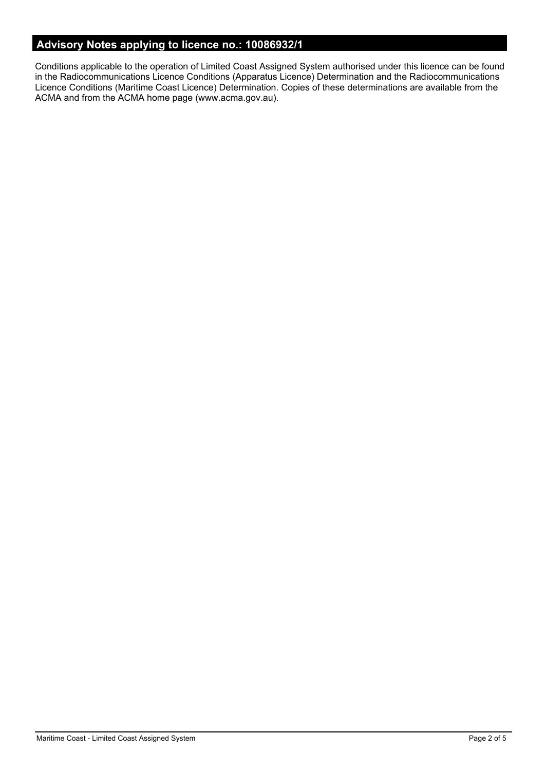## Advisory Notes applying to licence no.: 10086932/1

Conditions applicable to the operation of Limited Coast Assigned System authorised under this licence can be found in the Radiocommunications Licence Conditions (Apparatus Licence) Determination and the Radiocommunications Licence Conditions (Maritime Coast Licence) Determination. Copies of these determinations are available from the ACMA and from the ACMA home page (www.acma.gov.au).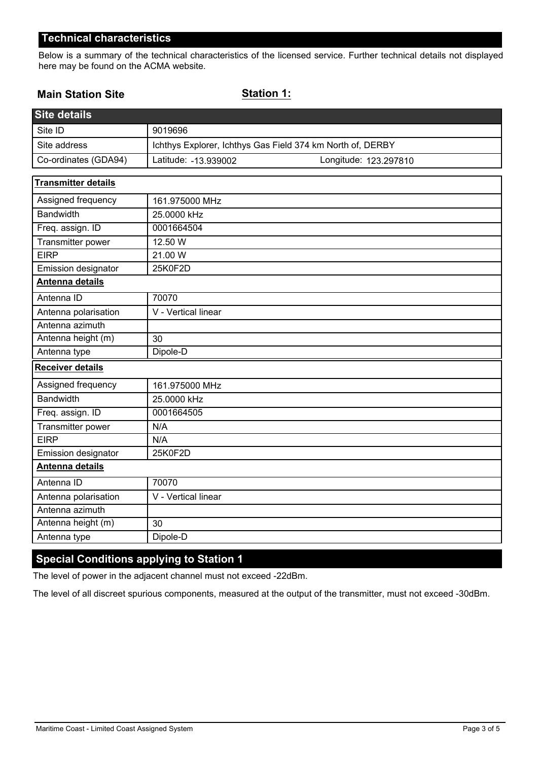## Technical characteristics

Below is a summary of the technical characteristics of the licensed service. Further technical details not displayed here may be found on the ACMA website.

**Main Station Site** **Station 1:**

| Site details | | |
|---|---|---|
| Site ID | 9019696 | |
| Site address | Ichthys Explorer, Ichthys Gas Field 374 km North of, DERBY | |
| Co-ordinates (GDA94) | Latitude: -13.939002 | Longitude: 123.297810 |

| **Transmitter details** | |
|---|---|
| Assigned frequency | 161.975000 MHz |
| Bandwidth | 25.0000 kHz |
| Freq. assign. ID | 0001664504 |
| Transmitter power | 12.50 W |
| EIRP | 21.00 W |
| Emission designator | 25K0F2D |
| **Antenna details** | |
| Antenna ID | 70070 |
| Antenna polarisation | V - Vertical linear |
| Antenna azimuth | |
| Antenna height (m) | 30 |
| Antenna type | Dipole-D |
| **Receiver details** | |
| Assigned frequency | 161.975000 MHz |
| Bandwidth | 25.0000 kHz |
| Freq. assign. ID | 0001664505 |
| Transmitter power | N/A |
| EIRP | N/A |
| Emission designator | 25K0F2D |
| **Antenna details** | |
| Antenna ID | 70070 |
| Antenna polarisation | V - Vertical linear |
| Antenna azimuth | |
| Antenna height (m) | 30 |
| Antenna type | Dipole-D |

## Special Conditions applying to Station 1

The level of power in the adjacent channel must not exceed -22dBm.

The level of all discreet spurious components, measured at the output of the transmitter, must not exceed -30dBm.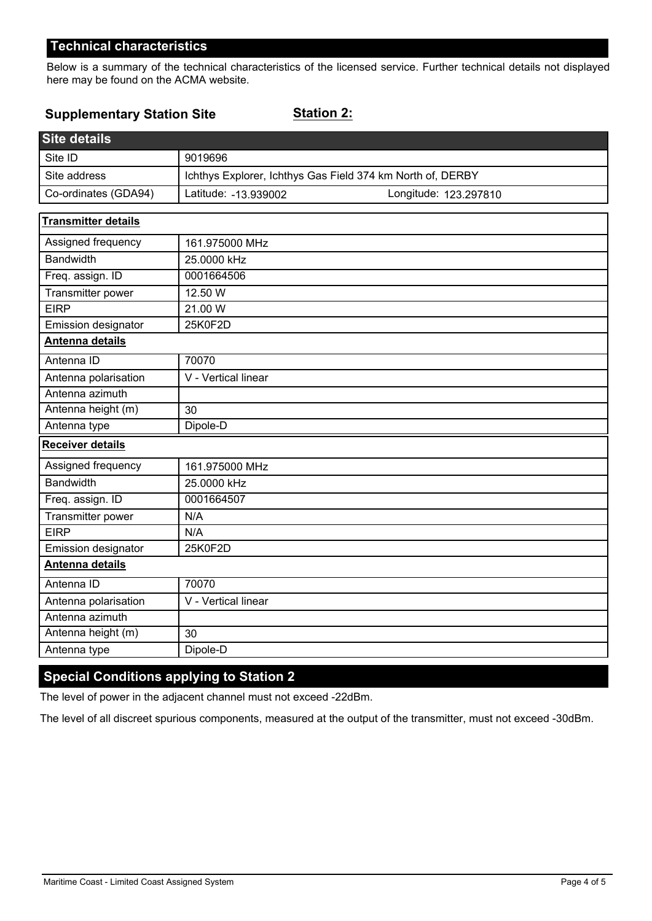## Technical characteristics

Below is a summary of the technical characteristics of the licensed service. Further technical details not displayed here may be found on the ACMA website.

**Supplementary Station Site** **Station 2:**

| Site details | |
|---|---|
| Site ID | 9019696 |
| Site address | Ichthys Explorer, Ichthys Gas Field 374 km North of, DERBY |
| Co-ordinates (GDA94) | Latitude: -13.939002 Longitude: 123.297810 |

| **Transmitter details** | |
|---|---|
| Assigned frequency | 161.975000 MHz |
| Bandwidth | 25.0000 kHz |
| Freq. assign. ID | 0001664506 |
| Transmitter power | 12.50 W |
| EIRP | 21.00 W |
| Emission designator | 25K0F2D |
| **Antenna details** | |
| Antenna ID | 70070 |
| Antenna polarisation | V - Vertical linear |
| Antenna azimuth | |
| Antenna height (m) | 30 |
| Antenna type | Dipole-D |
| **Receiver details** | |
| Assigned frequency | 161.975000 MHz |
| Bandwidth | 25.0000 kHz |
| Freq. assign. ID | 0001664507 |
| Transmitter power | N/A |
| EIRP | N/A |
| Emission designator | 25K0F2D |
| **Antenna details** | |
| Antenna ID | 70070 |
| Antenna polarisation | V - Vertical linear |
| Antenna azimuth | |
| Antenna height (m) | 30 |
| Antenna type | Dipole-D |

## Special Conditions applying to Station 2

The level of power in the adjacent channel must not exceed -22dBm.

The level of all discreet spurious components, measured at the output of the transmitter, must not exceed -30dBm.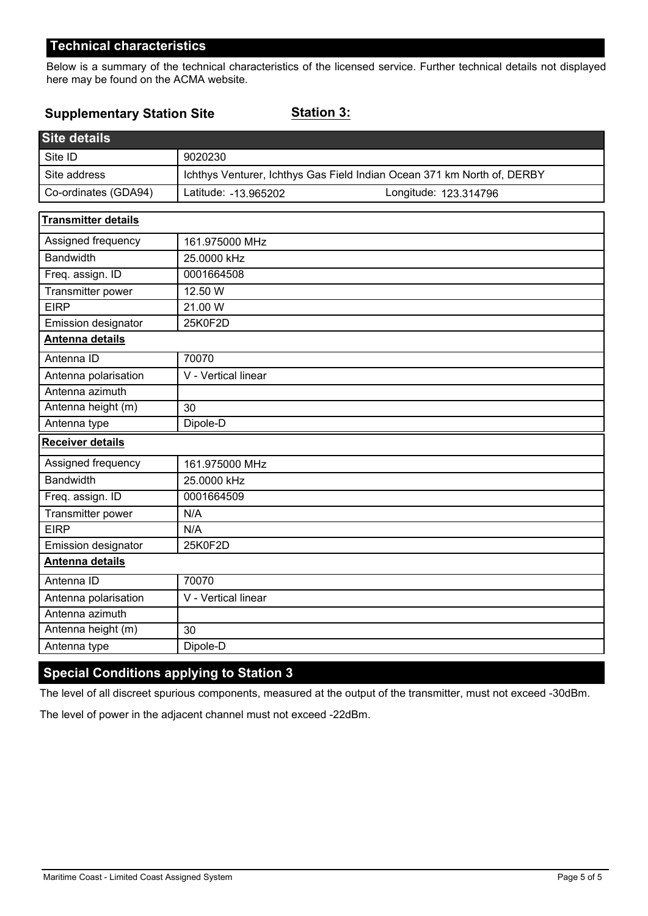## Technical characteristics

Below is a summary of the technical characteristics of the licensed service. Further technical details not displayed here may be found on the ACMA website.

### Supplementary Station Site **Station 3:**

| Site details | |
|---|---|
| Site ID | 9020230 |
| Site address | Ichthys Venturer, Ichthys Gas Field Indian Ocean 371 km North of, DERBY |
| Co-ordinates (GDA94) | Latitude: -13.965202 Longitude: 123.314796 |

| **Transmitter details** | |
|---|---|
| Assigned frequency | 161.975000 MHz |
| Bandwidth | 25.0000 kHz |
| Freq. assign. ID | 0001664508 |
| Transmitter power | 12.50 W |
| EIRP | 21.00 W |
| Emission designator | 25K0F2D |
| **Antenna details** | |
| Antenna ID | 70070 |
| Antenna polarisation | V - Vertical linear |
| Antenna azimuth | |
| Antenna height (m) | 30 |
| Antenna type | Dipole-D |

| **Receiver details** | |
|---|---|
| Assigned frequency | 161.975000 MHz |
| Bandwidth | 25.0000 kHz |
| Freq. assign. ID | 0001664509 |
| Transmitter power | N/A |
| EIRP | N/A |
| Emission designator | 25K0F2D |
| **Antenna details** | |
| Antenna ID | 70070 |
| Antenna polarisation | V - Vertical linear |
| Antenna azimuth | |
| Antenna height (m) | 30 |
| Antenna type | Dipole-D |

## Special Conditions applying to Station 3

The level of all discreet spurious components, measured at the output of the transmitter, must not exceed -30dBm.

The level of power in the adjacent channel must not exceed -22dBm.